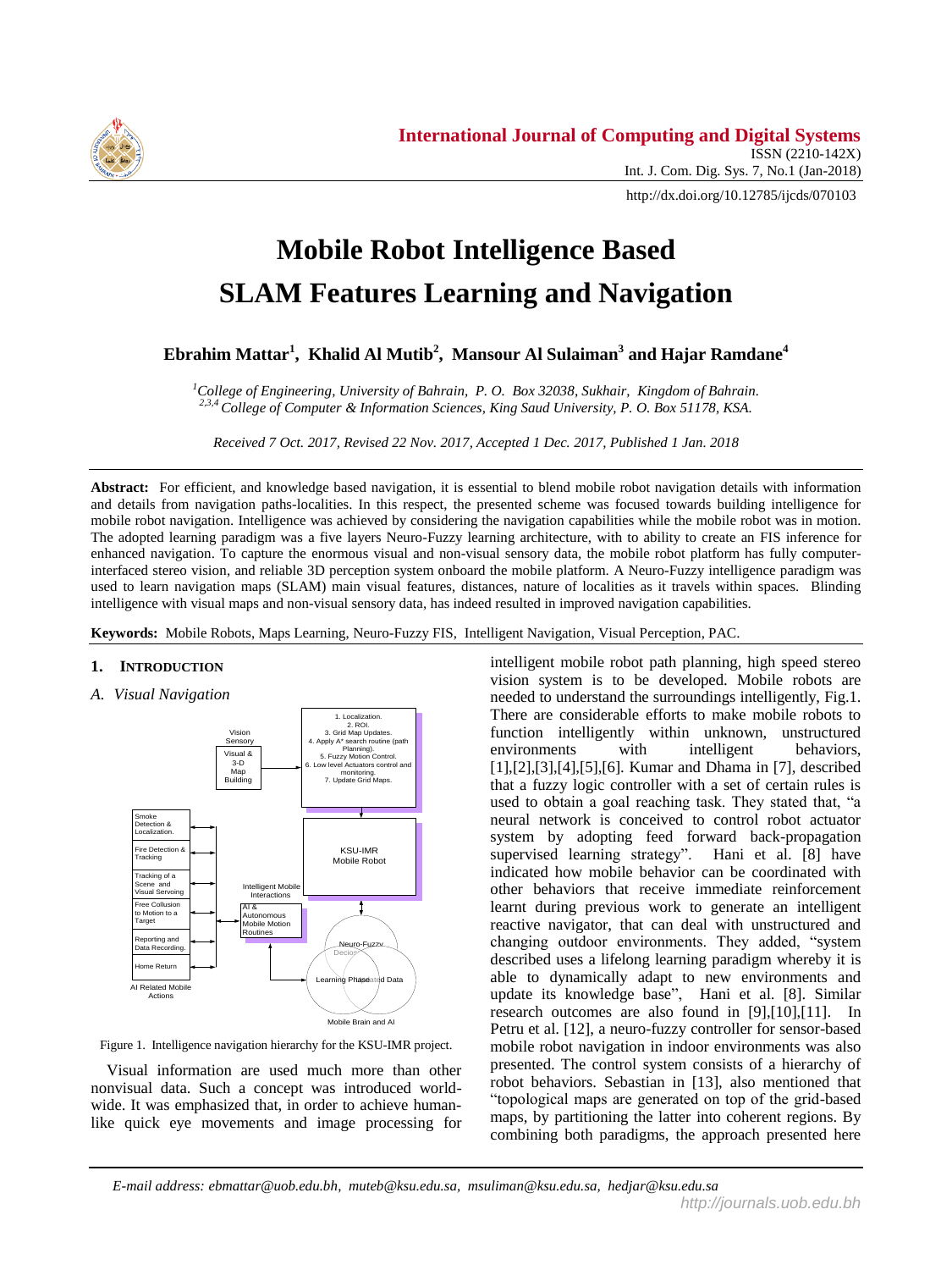International Journal of Computing and Digital Systems
ISSN (2210-142X)
Int. J. Com. Dig. Sys. 7, No.1 (Jan-2018)

http://dx.doi.org/10.12785/ijcds/070103

# Mobile Robot Intelligence Based SLAM Features Learning and Navigation

**Ebrahim Mattar[1], Khalid Al Mutib[2], Mansour Al Sulaiman[3] and Hajar Ramdane[4]**

*[1]College of Engineering, University of Bahrain, P. O. Box 32038, Sukhair, Kingdom of Bahrain.*
*[2,3,4] College of Computer & Information Sciences, King Saud University, P. O. Box 51178, KSA.*

*Received 7 Oct. 2017, Revised 22 Nov. 2017, Accepted 1 Dec. 2017, Published 1 Jan. 2018*

**Abstract:** For efficient, and knowledge based navigation, it is essential to blend mobile robot navigation details with information and details from navigation paths-localities. In this respect, the presented scheme was focused towards building intelligence for mobile robot navigation. Intelligence was achieved by considering the navigation capabilities while the mobile robot was in motion. The adopted learning paradigm was a five layers Neuro-Fuzzy learning architecture, with to ability to create an FIS inference for enhanced navigation. To capture the enormous visual and non-visual sensory data, the mobile robot platform has fully computer-interfaced stereo vision, and reliable 3D perception system onboard the mobile platform. A Neuro-Fuzzy intelligence paradigm was used to learn navigation maps (SLAM) main visual features, distances, nature of localities as it travels within spaces. Blinding intelligence with visual maps and non-visual sensory data, has indeed resulted in improved navigation capabilities.

**Keywords:** Mobile Robots, Maps Learning, Neuro-Fuzzy FIS, Intelligent Navigation, Visual Perception, PAC.

## 1. Introduction

### A. Visual Navigation

Figure 1. Intelligence navigation hierarchy for the KSU-IMR project.

Visual information are used much more than other nonvisual data. Such a concept was introduced world-wide. It was emphasized that, in order to achieve human-like quick eye movements and image processing for intelligent mobile robot path planning, high speed stereo vision system is to be developed. Mobile robots are needed to understand the surroundings intelligently, Fig.1. There are considerable efforts to make mobile robots to function intelligently within unknown, unstructured environments with intelligent behaviors, [1],[2],[3],[4],[5],[6]. Kumar and Dhama in [7], described that a fuzzy logic controller with a set of certain rules is used to obtain a goal reaching task. They stated that, "a neural network is conceived to control robot actuator system by adopting feed forward back-propagation supervised learning strategy". Hani et al. [8] have indicated how mobile behavior can be coordinated with other behaviors that receive immediate reinforcement learnt during previous work to generate an intelligent reactive navigator, that can deal with unstructured and changing outdoor environments. They added, "system described uses a lifelong learning paradigm whereby it is able to dynamically adapt to new environments and update its knowledge base", Hani et al. [8]. Similar research outcomes are also found in [9],[10],[11]. In Petru et al. [12], a neuro-fuzzy controller for sensor-based mobile robot navigation in indoor environments was also presented. The control system consists of a hierarchy of robot behaviors. Sebastian in [13], also mentioned that "topological maps are generated on top of the grid-based maps, by partitioning the latter into coherent regions. By combining both paradigms, the approach presented here

*E-mail address: ebmattar@uob.edu.bh, muteb@ksu.edu.sa, msuliman@ksu.edu.sa, hedjar@ksu.edu.sa*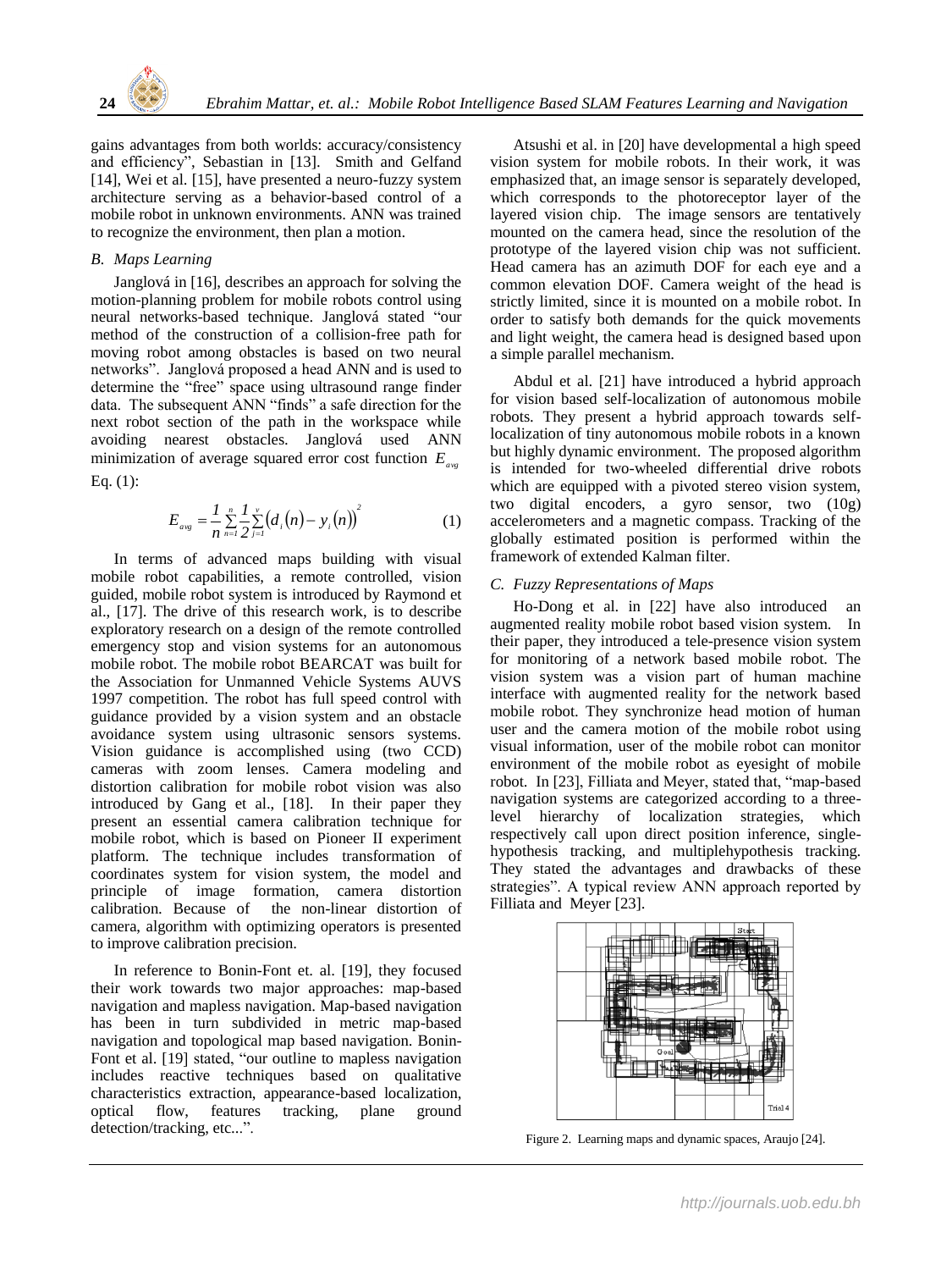gains advantages from both worlds: accuracy/consistency and efficiency", Sebastian in [13]. Smith and Gelfand [14], Wei et al. [15], have presented a neuro-fuzzy system architecture serving as a behavior-based control of a mobile robot in unknown environments. ANN was trained to recognize the environment, then plan a motion.

### *B. Maps Learning*

Janglová in [16], describes an approach for solving the motion-planning problem for mobile robots control using neural networks-based technique. Janglová stated "our method of the construction of a collision-free path for moving robot among obstacles is based on two neural networks". Janglová proposed a head ANN and is used to determine the "free" space using ultrasound range finder data. The subsequent ANN "finds" a safe direction for the next robot section of the path in the workspace while avoiding nearest obstacles. Janglová used ANN minimization of average squared error cost function $E_{avg}$ Eq. (1):

$$E_{avg} = \frac{1}{n}\sum_{n=1}^{n}\frac{1}{2}\sum_{j=1}^{v}\left(d_i(n) - y_i(n)\right)^2 \qquad (1)$$

In terms of advanced maps building with visual mobile robot capabilities, a remote controlled, vision guided, mobile robot system is introduced by Raymond et al., [17]. The drive of this research work, is to describe exploratory research on a design of the remote controlled emergency stop and vision systems for an autonomous mobile robot. The mobile robot BEARCAT was built for the Association for Unmanned Vehicle Systems AUVS 1997 competition. The robot has full speed control with guidance provided by a vision system and an obstacle avoidance system using ultrasonic sensors systems. Vision guidance is accomplished using (two CCD) cameras with zoom lenses. Camera modeling and distortion calibration for mobile robot vision was also introduced by Gang et al., [18]. In their paper they present an essential camera calibration technique for mobile robot, which is based on Pioneer II experiment platform. The technique includes transformation of coordinates system for vision system, the model and principle of image formation, camera distortion calibration. Because of the non-linear distortion of camera, algorithm with optimizing operators is presented to improve calibration precision.

In reference to Bonin-Font et. al. [19], they focused their work towards two major approaches: map-based navigation and mapless navigation. Map-based navigation has been in turn subdivided in metric map-based navigation and topological map based navigation. Bonin-Font et al. [19] stated, "our outline to mapless navigation includes reactive techniques based on qualitative characteristics extraction, appearance-based localization, optical flow, features tracking, plane ground detection/tracking, etc...".

Atsushi et al. in [20] have developmental a high speed vision system for mobile robots. In their work, it was emphasized that, an image sensor is separately developed, which corresponds to the photoreceptor layer of the layered vision chip. The image sensors are tentatively mounted on the camera head, since the resolution of the prototype of the layered vision chip was not sufficient. Head camera has an azimuth DOF for each eye and a common elevation DOF. Camera weight of the head is strictly limited, since it is mounted on a mobile robot. In order to satisfy both demands for the quick movements and light weight, the camera head is designed based upon a simple parallel mechanism.

Abdul et al. [21] have introduced a hybrid approach for vision based self-localization of autonomous mobile robots. They present a hybrid approach towards self-localization of tiny autonomous mobile robots in a known but highly dynamic environment. The proposed algorithm is intended for two-wheeled differential drive robots which are equipped with a pivoted stereo vision system, two digital encoders, a gyro sensor, two (10g) accelerometers and a magnetic compass. Tracking of the globally estimated position is performed within the framework of extended Kalman filter.

### *C. Fuzzy Representations of Maps*

Ho-Dong et al. in [22] have also introduced an augmented reality mobile robot based vision system. In their paper, they introduced a tele-presence vision system for monitoring of a network based mobile robot. The vision system was a vision part of human machine interface with augmented reality for the network based mobile robot. They synchronize head motion of human user and the camera motion of the mobile robot using visual information, user of the mobile robot can monitor environment of the mobile robot as eyesight of mobile robot. In [23], Filliata and Meyer, stated that, "map-based navigation systems are categorized according to a three-level hierarchy of localization strategies, which respectively call upon direct position inference, single-hypothesis tracking, and multiplehypothesis tracking. They stated the advantages and drawbacks of these strategies". A typical review ANN approach reported by Filliata and Meyer [23].

Figure 2. Learning maps and dynamic spaces, Araujo [24].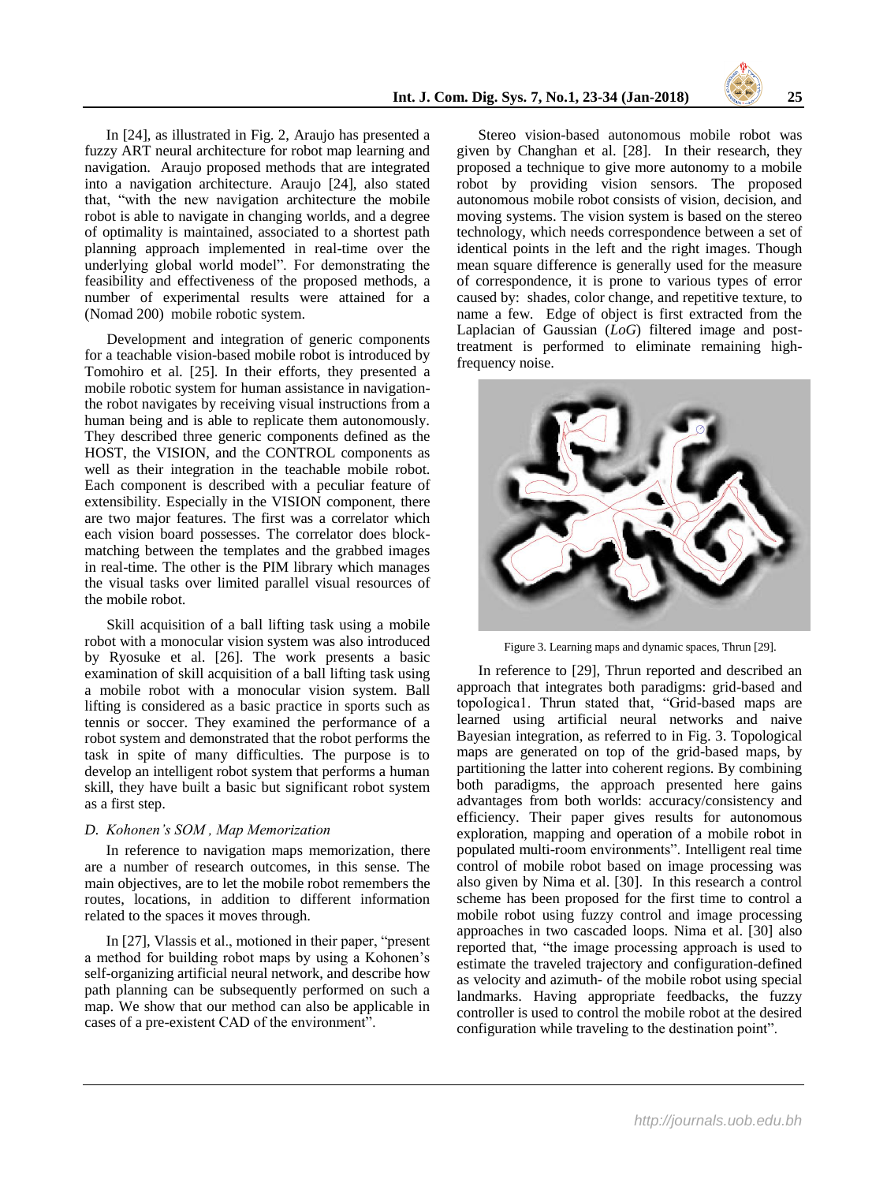In [24], as illustrated in Fig. 2, Araujo has presented a fuzzy ART neural architecture for robot map learning and navigation. Araujo proposed methods that are integrated into a navigation architecture. Araujo [24], also stated that, "with the new navigation architecture the mobile robot is able to navigate in changing worlds, and a degree of optimality is maintained, associated to a shortest path planning approach implemented in real-time over the underlying global world model". For demonstrating the feasibility and effectiveness of the proposed methods, a number of experimental results were attained for a (Nomad 200) mobile robotic system.

Development and integration of generic components for a teachable vision-based mobile robot is introduced by Tomohiro et al. [25]. In their efforts, they presented a mobile robotic system for human assistance in navigation- the robot navigates by receiving visual instructions from a human being and is able to replicate them autonomously. They described three generic components defined as the HOST, the VISION, and the CONTROL components as well as their integration in the teachable mobile robot. Each component is described with a peculiar feature of extensibility. Especially in the VISION component, there are two major features. The first was a correlator which each vision board possesses. The correlator does block-matching between the templates and the grabbed images in real-time. The other is the PIM library which manages the visual tasks over limited parallel visual resources of the mobile robot.

Skill acquisition of a ball lifting task using a mobile robot with a monocular vision system was also introduced by Ryosuke et al. [26]. The work presents a basic examination of skill acquisition of a ball lifting task using a mobile robot with a monocular vision system. Ball lifting is considered as a basic practice in sports such as tennis or soccer. They examined the performance of a robot system and demonstrated that the robot performs the task in spite of many difficulties. The purpose is to develop an intelligent robot system that performs a human skill, they have built a basic but significant robot system as a first step.

### *D. Kohonen's SOM , Map Memorization*

In reference to navigation maps memorization, there are a number of research outcomes, in this sense. The main objectives, are to let the mobile robot remembers the routes, locations, in addition to different information related to the spaces it moves through.

In [27], Vlassis et al., motioned in their paper, "present a method for building robot maps by using a Kohonen's self-organizing artificial neural network, and describe how path planning can be subsequently performed on such a map. We show that our method can also be applicable in cases of a pre-existent CAD of the environment".

Stereo vision-based autonomous mobile robot was given by Changhan et al. [28]. In their research, they proposed a technique to give more autonomy to a mobile robot by providing vision sensors. The proposed autonomous mobile robot consists of vision, decision, and moving systems. The vision system is based on the stereo technology, which needs correspondence between a set of identical points in the left and the right images. Though mean square difference is generally used for the measure of correspondence, it is prone to various types of error caused by: shades, color change, and repetitive texture, to name a few. Edge of object is first extracted from the Laplacian of Gaussian (*LoG*) filtered image and post-treatment is performed to eliminate remaining high-frequency noise.

Figure 3. Learning maps and dynamic spaces, Thrun [29].

In reference to [29], Thrun reported and described an approach that integrates both paradigms: grid-based and topoIogica1. Thrun stated that, "Grid-based maps are learned using artificial neural networks and naive Bayesian integration, as referred to in Fig. 3. Topological maps are generated on top of the grid-based maps, by partitioning the latter into coherent regions. By combining both paradigms, the approach presented here gains advantages from both worlds: accuracy/consistency and efficiency. Their paper gives results for autonomous exploration, mapping and operation of a mobile robot in populated multi-room environments". Intelligent real time control of mobile robot based on image processing was also given by Nima et al. [30]. In this research a control scheme has been proposed for the first time to control a mobile robot using fuzzy control and image processing approaches in two cascaded loops. Nima et al. [30] also reported that, "the image processing approach is used to estimate the traveled trajectory and configuration-defined as velocity and azimuth- of the mobile robot using special landmarks. Having appropriate feedbacks, the fuzzy controller is used to control the mobile robot at the desired configuration while traveling to the destination point".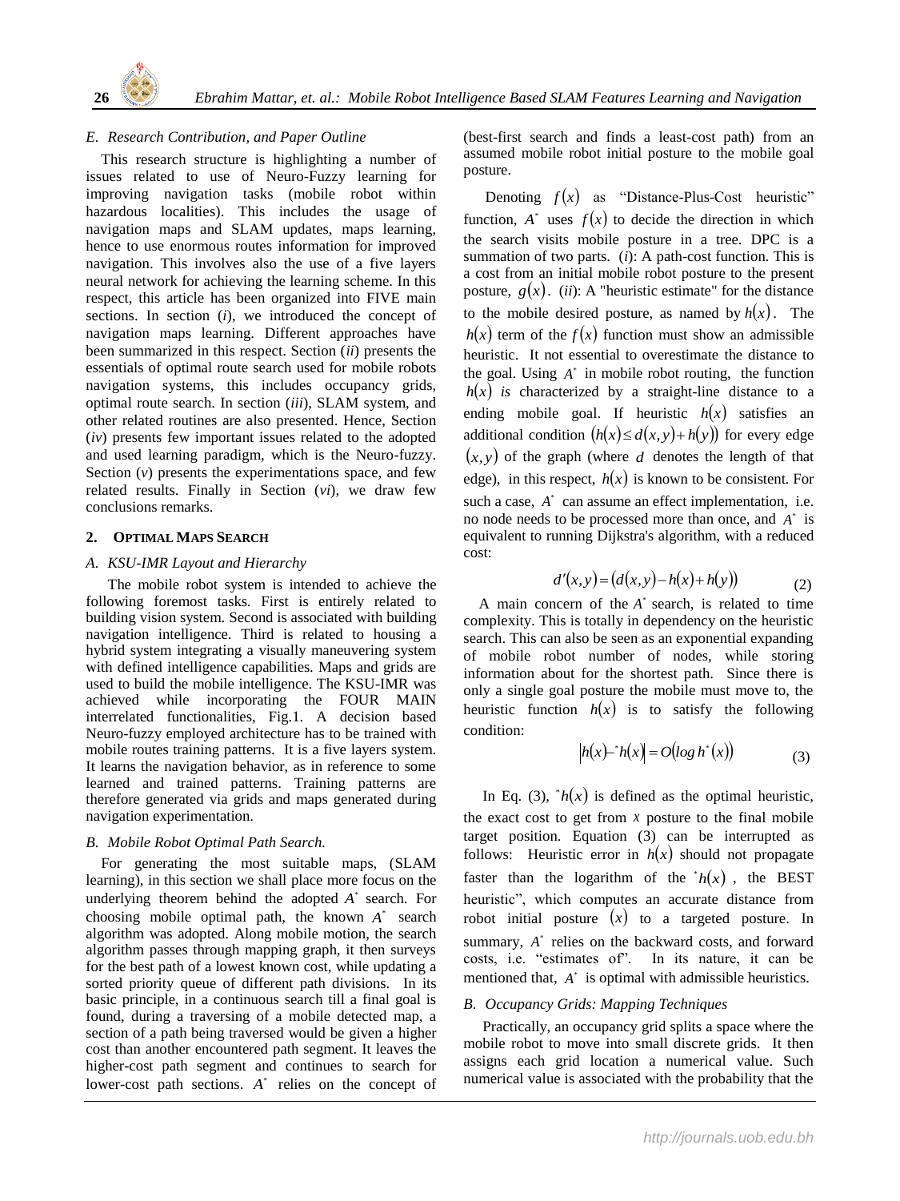### E. Research Contribution, and Paper Outline

This research structure is highlighting a number of issues related to use of Neuro-Fuzzy learning for improving navigation tasks (mobile robot within hazardous localities). This includes the usage of navigation maps and SLAM updates, maps learning, hence to use enormous routes information for improved navigation. This involves also the use of a five layers neural network for achieving the learning scheme. In this respect, this article has been organized into FIVE main sections. In section (*i*), we introduced the concept of navigation maps learning. Different approaches have been summarized in this respect. Section (*ii*) presents the essentials of optimal route search used for mobile robots navigation systems, this includes occupancy grids, optimal route search. In section (*iii*), SLAM system, and other related routines are also presented. Hence, Section (*iv*) presents few important issues related to the adopted and used learning paradigm, which is the Neuro-fuzzy. Section (*v*) presents the experimentations space, and few related results. Finally in Section (*vi*), we draw few conclusions remarks.

## 2. OPTIMAL MAPS SEARCH

### A. KSU-IMR Layout and Hierarchy

The mobile robot system is intended to achieve the following foremost tasks. First is entirely related to building vision system. Second is associated with building navigation intelligence. Third is related to housing a hybrid system integrating a visually maneuvering system with defined intelligence capabilities. Maps and grids are used to build the mobile intelligence. The KSU-IMR was achieved while incorporating the FOUR MAIN interrelated functionalities, Fig.1. A decision based Neuro-fuzzy employed architecture has to be trained with mobile routes training patterns. It is a five layers system. It learns the navigation behavior, as in reference to some learned and trained patterns. Training patterns are therefore generated via grids and maps generated during navigation experimentation.

### B. Mobile Robot Optimal Path Search.

For generating the most suitable maps, (SLAM learning), in this section we shall place more focus on the underlying theorem behind the adopted $A^*$ search. For choosing mobile optimal path, the known $A^*$ search algorithm was adopted. Along mobile motion, the search algorithm passes through mapping graph, it then surveys for the best path of a lowest known cost, while updating a sorted priority queue of different path divisions. In its basic principle, in a continuous search till a final goal is found, during a traversing of a mobile detected map, a section of a path being traversed would be given a higher cost than another encountered path segment. It leaves the higher-cost path segment and continues to search for lower-cost path sections. $A^*$ relies on the concept of (best-first search and finds a least-cost path) from an assumed mobile robot initial posture to the mobile goal posture.

Denoting $f(x)$ as "Distance-Plus-Cost heuristic" function, $A^*$ uses $f(x)$ to decide the direction in which the search visits mobile posture in a tree. DPC is a summation of two parts. (*i*): A path-cost function. This is a cost from an initial mobile robot posture to the present posture, $g(x)$. (*ii*): A "heuristic estimate" for the distance to the mobile desired posture, as named by $h(x)$. The $h(x)$ term of the $f(x)$ function must show an admissible heuristic. It not essential to overestimate the distance to the goal. Using $A^*$ in mobile robot routing, the function $h(x)$ *is* characterized by a straight-line distance to a ending mobile goal. If heuristic $h(x)$ satisfies an additional condition $(h(x) \leq d(x,y) + h(y))$ for every edge $(x,y)$ of the graph (where $d$ denotes the length of that edge), in this respect, $h(x)$ is known to be consistent. For such a case, $A^*$ can assume an effect implementation, i.e. no node needs to be processed more than once, and $A^*$ is equivalent to running Dijkstra's algorithm, with a reduced cost:

$$d'(x,y) = (d(x,y) - h(x) + h(y)) \tag{2}$$

A main concern of the $A^*$ search, is related to time complexity. This is totally in dependency on the heuristic search. This can also be seen as an exponential expanding of mobile robot number of nodes, while storing information about for the shortest path. Since there is only a single goal posture the mobile must move to, the heuristic function $h(x)$ is to satisfy the following condition:

$$|h(x) - {}^{*}h(x)| = O(\log h^{*}(x)) \tag{3}$$

In Eq. (3), ${}^{*}h(x)$ is defined as the optimal heuristic, the exact cost to get from $x$ posture to the final mobile target position. Equation (3) can be interrupted as follows: Heuristic error in $h(x)$ should not propagate faster than the logarithm of the ${}^{*}h(x)$, the BEST heuristic", which computes an accurate distance from robot initial posture $(x)$ to a targeted posture. In summary, $A^*$ relies on the backward costs, and forward costs, i.e. "estimates of". In its nature, it can be mentioned that, $A^*$ is optimal with admissible heuristics.

### B. Occupancy Grids: Mapping Techniques

Practically, an occupancy grid splits a space where the mobile robot to move into small discrete grids. It then assigns each grid location a numerical value. Such numerical value is associated with the probability that the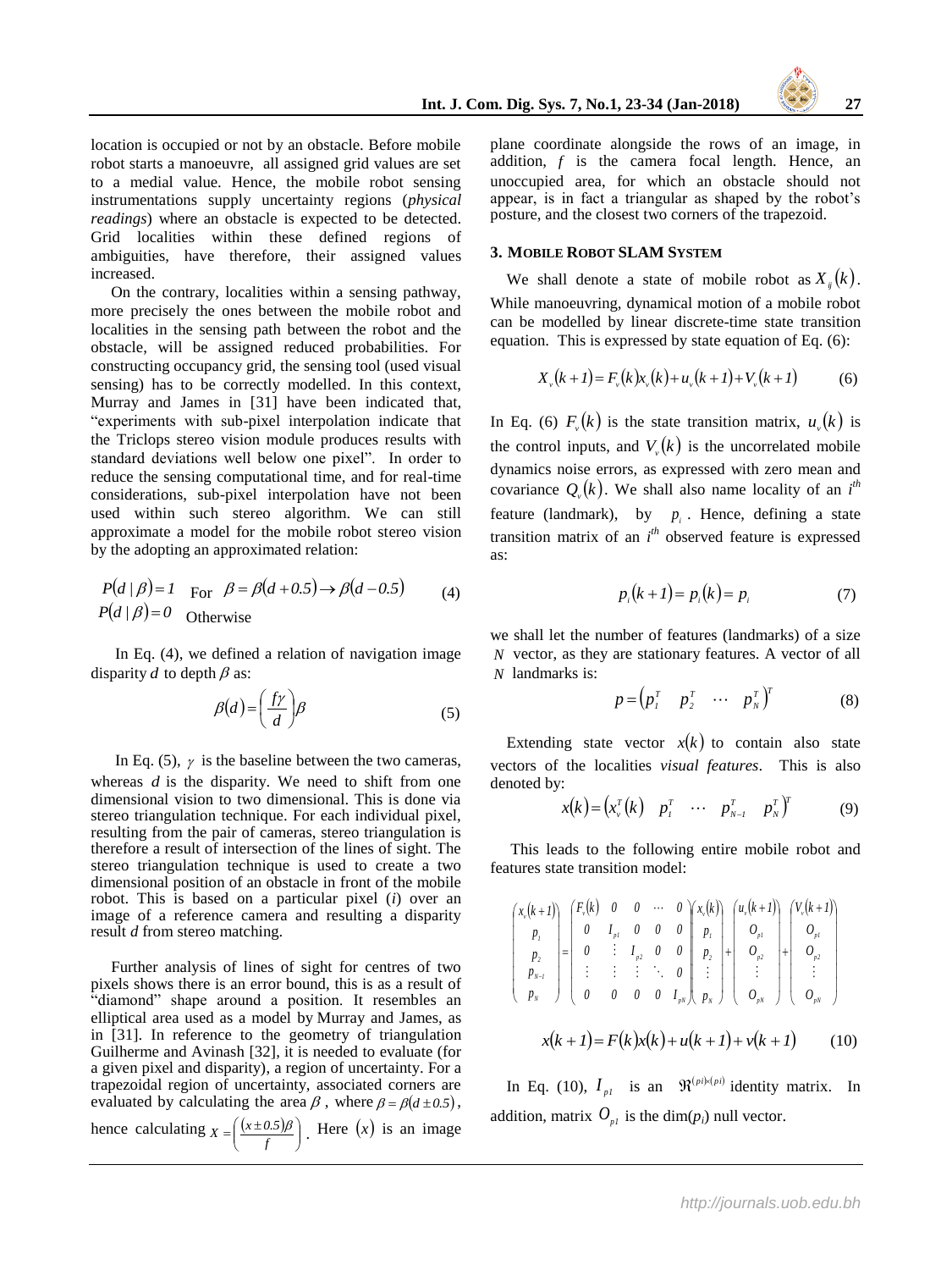location is occupied or not by an obstacle. Before mobile robot starts a manoeuvre, all assigned grid values are set to a medial value. Hence, the mobile robot sensing instrumentations supply uncertainty regions (*physical readings*) where an obstacle is expected to be detected. Grid localities within these defined regions of ambiguities, have therefore, their assigned values increased.

On the contrary, localities within a sensing pathway, more precisely the ones between the mobile robot and localities in the sensing path between the robot and the obstacle, will be assigned reduced probabilities. For constructing occupancy grid, the sensing tool (used visual sensing) has to be correctly modelled. In this context, Murray and James in [31] have been indicated that, "experiments with sub-pixel interpolation indicate that the Triclops stereo vision module produces results with standard deviations well below one pixel". In order to reduce the sensing computational time, and for real-time considerations, sub-pixel interpolation have not been used within such stereo algorithm. We can still approximate a model for the mobile robot stereo vision by the adopting an approximated relation:

$$
\begin{aligned}
&P(d \mid \beta) = 1 \quad \text{For} \quad \beta = \beta(d+0.5) \rightarrow \beta(d-0.5) \\
&P(d \mid \beta) = 0 \quad \text{Otherwise}
\end{aligned}
\tag{4}
$$

In Eq. (4), we defined a relation of navigation image disparity $d$ to depth $\beta$ as:

$$
\beta(d) = \left(\frac{f\gamma}{d}\right)\beta \tag{5}
$$

In Eq. (5), $\gamma$ is the baseline between the two cameras, whereas $d$ is the disparity. We need to shift from one dimensional vision to two dimensional. This is done via stereo triangulation technique. For each individual pixel, resulting from the pair of cameras, stereo triangulation is therefore a result of intersection of the lines of sight. The stereo triangulation technique is used to create a two dimensional position of an obstacle in front of the mobile robot. This is based on a particular pixel ($i$) over an image of a reference camera and resulting a disparity result $d$ from stereo matching.

Further analysis of lines of sight for centres of two pixels shows there is an error bound, this is as a result of "diamond" shape around a position. It resembles an elliptical area used as a model by Murray and James, as in [31]. In reference to the geometry of triangulation Guilherme and Avinash [32], it is needed to evaluate (for a given pixel and disparity), a region of uncertainty. For a trapezoidal region of uncertainty, associated corners are evaluated by calculating the area $\beta$, where $\beta = \beta(d \pm 0.5)$, hence calculating $X = \left(\frac{(x \pm 0.5)\beta}{f}\right)$. Here $(x)$ is an image plane coordinate alongside the rows of an image, in addition, $f$ is the camera focal length. Hence, an unoccupied area, for which an obstacle should not appear, is in fact a triangular as shaped by the robot's posture, and the closest two corners of the trapezoid.

### 3. Mobile Robot SLAM System

We shall denote a state of mobile robot as $X_{ij}(k)$. While manoeuvring, dynamical motion of a mobile robot can be modelled by linear discrete-time state transition equation. This is expressed by state equation of Eq. (6):

$$
X_v(k+1) = F_v(k)x_v(k) + u_v(k+1) + V_v(k+1) \tag{6}
$$

In Eq. (6) $F_v(k)$ is the state transition matrix, $u_v(k)$ is the control inputs, and $V_v(k)$ is the uncorrelated mobile dynamics noise errors, as expressed with zero mean and covariance $Q_v(k)$. We shall also name locality of an $i^{th}$ feature (landmark), by $p_i$. Hence, defining a state transition matrix of an $i^{th}$ observed feature is expressed as:

$$
p_i(k+1) = p_i(k) = p_i \tag{7}
$$

we shall let the number of features (landmarks) of a size $N$ vector, as they are stationary features. A vector of all $N$ landmarks is:

$$
p = \begin{pmatrix} p_1^T & p_2^T & \cdots & p_N^T \end{pmatrix}^T \tag{8}
$$

Extending state vector $x(k)$ to contain also state vectors of the localities *visual features*. This is also denoted by:

$$
x(k) = \begin{pmatrix} x_v^T(k) & p_1^T & \cdots & p_{N-1}^T & p_N^T \end{pmatrix}^T \tag{9}
$$

This leads to the following entire mobile robot and features state transition model:

$$
\begin{pmatrix} x_v(k+1) \\ p_1 \\ p_2 \\ p_{N-1} \\ p_N \end{pmatrix} = \begin{pmatrix} F_v(k) & 0 & 0 & \cdots & 0 \\ 0 & I_{p1} & 0 & 0 & 0 \\ 0 & \vdots & I_{p2} & 0 & 0 \\ \vdots & \vdots & \vdots & \ddots & 0 \\ 0 & 0 & 0 & 0 & I_{pN} \end{pmatrix} \begin{pmatrix} x_v(k) \\ p_1 \\ p_2 \\ \vdots \\ p_N \end{pmatrix} + \begin{pmatrix} u_v(k+1) \\ O_{p1} \\ O_{p2} \\ \vdots \\ O_{pN} \end{pmatrix} + \begin{pmatrix} V_v(k+1) \\ O_{p1} \\ O_{p2} \\ \vdots \\ O_{pN} \end{pmatrix}
$$

$$
x(k+1) = F(k)x(k) + u(k+1) + v(k+1) \tag{10}
$$

In Eq. (10), $I_{p1}$ is an $\Re^{(pi)\times(pi)}$ identity matrix. In addition, matrix $O_{p1}$ is the dim($p_i$) null vector.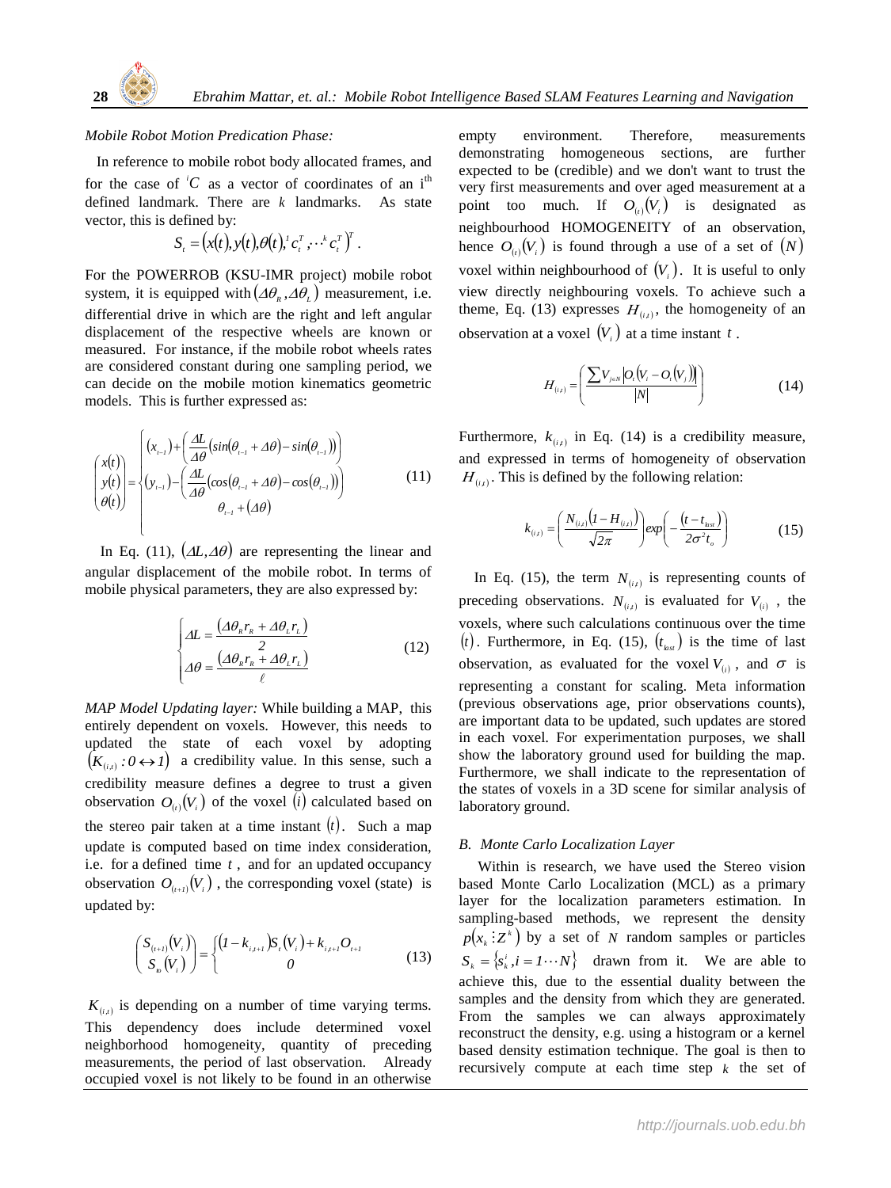*Mobile Robot Motion Predication Phase:*

In reference to mobile robot body allocated frames, and for the case of ${}^{i}C$ as a vector of coordinates of an i[th] defined landmark. There are $k$ landmarks. As state vector, this is defined by:

$$S_t = \left(x(t), y(t), \theta(t), {}^{1}c_t^T, \cdots {}^{k}c_t^T\right)^T .$$

For the POWERROB (KSU-IMR project) mobile robot system, it is equipped with $(\Delta\theta_R, \Delta\theta_L)$ measurement, i.e. differential drive in which are the right and left angular displacement of the respective wheels are known or measured. For instance, if the mobile robot wheels rates are considered constant during one sampling period, we can decide on the mobile motion kinematics geometric models. This is further expressed as:

$$\begin{pmatrix} x(t) \\ y(t) \\ \theta(t) \end{pmatrix} = \begin{cases} (x_{t-1}) + \left(\dfrac{\Delta L}{\Delta\theta}\left(\sin(\theta_{t-1} + \Delta\theta) - \sin(\theta_{t-1})\right)\right) \\ (y_{t-1}) - \left(\dfrac{\Delta L}{\Delta\theta}\left(\cos(\theta_{t-1} + \Delta\theta) - \cos(\theta_{t-1})\right)\right) \\ \theta_{t-1} + (\Delta\theta) \end{cases} \tag{11}$$

In Eq. (11), $(\Delta L, \Delta\theta)$ are representing the linear and angular displacement of the mobile robot. In terms of mobile physical parameters, they are also expressed by:

$$\begin{cases} \Delta L = \dfrac{(\Delta\theta_R r_R + \Delta\theta_L r_L)}{2} \\ \Delta\theta = \dfrac{(\Delta\theta_R r_R + \Delta\theta_L r_L)}{\ell} \end{cases} \tag{12}$$

*MAP Model Updating layer:* While building a MAP, this entirely dependent on voxels. However, this needs to updated the state of each voxel by adopting $(K_{(i,t)} : 0 \leftrightarrow 1)$ a credibility value. In this sense, such a credibility measure defines a degree to trust a given observation $O_{(t)}(V_i)$ of the voxel $(i)$ calculated based on the stereo pair taken at a time instant $(t)$. Such a map update is computed based on time index consideration, i.e. for a defined time $t$, and for an updated occupancy observation $O_{(t+1)}(V_i)$, the corresponding voxel (state) is updated by:

$$\begin{pmatrix} S_{(t+1)}(V_i) \\ S_{t_0}(V_i) \end{pmatrix} = \begin{cases} (1 - k_{i,t+1}) S_t(V_i) + k_{i,t+1} O_{t+1} \\ 0 \end{cases} \tag{13}$$

$K_{(i,t)}$ is depending on a number of time varying terms. This dependency does include determined voxel neighborhood homogeneity, quantity of preceding measurements, the period of last observation. Already occupied voxel is not likely to be found in an otherwise empty environment. Therefore, measurements demonstrating homogeneous sections, are further expected to be (credible) and we don't want to trust the very first measurements and over aged measurement at a point too much. If $O_{(t)}(V_i)$ is designated as neighbourhood HOMOGENEITY of an observation, hence $O_{(t)}(V_i)$ is found through a use of a set of $(N)$ voxel within neighbourhood of $(V_i)$. It is useful to only view directly neighbouring voxels. To achieve such a theme, Eq. (13) expresses $H_{(i,t)}$, the homogeneity of an observation at a voxel $(V_i)$ at a time instant $t$.

$$H_{(i,t)} = \left(\frac{\sum V_{j\in N} \left|O_t(V_i - O_t(V_j))\right|}{|N|}\right) \tag{14}$$

Furthermore, $k_{(i,t)}$ in Eq. (14) is a credibility measure, and expressed in terms of homogeneity of observation $H_{(i,t)}$. This is defined by the following relation:

$$k_{(i,t)} = \left(\frac{N_{(i,t)}(1 - H_{(i,t)})}{\sqrt{2\pi}}\right) \exp\left(-\frac{(t - t_{last})}{2\sigma^2 t_o}\right) \tag{15}$$

In Eq. (15), the term $N_{(i,t)}$ is representing counts of preceding observations. $N_{(i,t)}$ is evaluated for $V_{(i)}$, the voxels, where such calculations continuous over the time $(t)$. Furthermore, in Eq. (15), $(t_{last})$ is the time of last observation, as evaluated for the voxel $V_{(i)}$, and $\sigma$ is representing a constant for scaling. Meta information (previous observations age, prior observations counts), are important data to be updated, such updates are stored in each voxel. For experimentation purposes, we shall show the laboratory ground used for building the map. Furthermore, we shall indicate to the representation of the states of voxels in a 3D scene for similar analysis of laboratory ground.

### *B. Monte Carlo Localization Layer*

Within is research, we have used the Stereo vision based Monte Carlo Localization (MCL) as a primary layer for the localization parameters estimation. In sampling-based methods, we represent the density $p(x_k : Z^k)$ by a set of $N$ random samples or particles $S_k = \{s_k^i, i = 1 \cdots N\}$ drawn from it. We are able to achieve this, due to the essential duality between the samples and the density from which they are generated. From the samples we can always approximately reconstruct the density, e.g. using a histogram or a kernel based density estimation technique. The goal is then to recursively compute at each time step $k$ the set of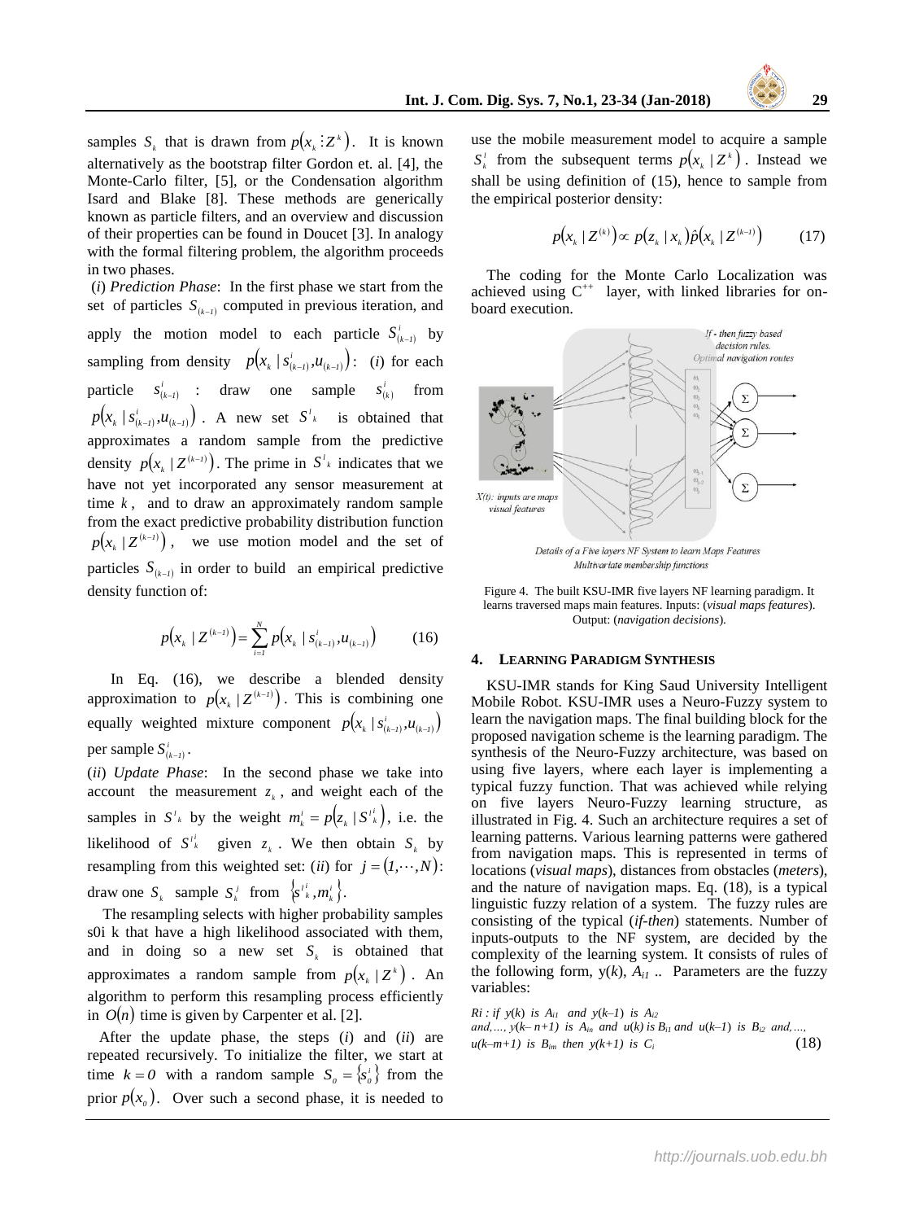samples $S_k$ that is drawn from $p(x_k \vdots Z^k)$. It is known alternatively as the bootstrap filter Gordon et. al. [4], the Monte-Carlo filter, [5], or the Condensation algorithm Isard and Blake [8]. These methods are generically known as particle filters, and an overview and discussion of their properties can be found in Doucet [3]. In analogy with the formal filtering problem, the algorithm proceeds in two phases.

(*i*) *Prediction Phase*: In the first phase we start from the set of particles $S_{(k-1)}$ computed in previous iteration, and apply the motion model to each particle $S^i_{(k-1)}$ by sampling from density $p(x_k \mid s^i_{(k-1)}, u_{(k-1)})$: (*i*) for each particle $s^i_{(k-1)}$ : draw one sample $s^i_{(k)}$ from $p(x_k \mid s^i_{(k-1)}, u_{(k-1)})$. A new set $S'_k$ is obtained that approximates a random sample from the predictive density $p(x_k \mid Z^{(k-1)})$. The prime in $S'_k$ indicates that we have not yet incorporated any sensor measurement at time $k$, and to draw an approximately random sample from the exact predictive probability distribution function $p(x_k \mid Z^{(k-1)})$, we use motion model and the set of particles $S_{(k-1)}$ in order to build an empirical predictive density function of:

$$p(x_k \mid Z^{(k-1)}) = \sum_{i=1}^{N} p(x_k \mid s^i_{(k-1)}, u_{(k-1)}) \qquad (16)$$

In Eq. (16), we describe a blended density approximation to $p(x_k \mid Z^{(k-1)})$. This is combining one equally weighted mixture component $p(x_k \mid s^i_{(k-1)}, u_{(k-1)})$ per sample $S^i_{(k-1)}$.

(*ii*) *Update Phase*: In the second phase we take into account the measurement $z_k$, and weight each of the samples in $S'_k$ by the weight $m^i_k = p(z_k \mid S'^i_k)$, i.e. the likelihood of $S'^i_k$ given $z_k$. We then obtain $S_k$ by resampling from this weighted set: (*ii*) for $j = (1, \cdots, N)$: draw one $S_k$ sample $S^j_k$ from $\{s'^i_k, m^i_k\}$.

The resampling selects with higher probability samples s0i k that have a high likelihood associated with them, and in doing so a new set $S_k$ is obtained that approximates a random sample from $p(x_k \mid Z^k)$. An algorithm to perform this resampling process efficiently in $O(n)$ time is given by Carpenter et al. [2].

After the update phase, the steps (*i*) and (*ii*) are repeated recursively. To initialize the filter, we start at time $k = 0$ with a random sample $S_o = \{s^i_0\}$ from the prior $p(x_0)$. Over such a second phase, it is needed to use the mobile measurement model to acquire a sample $S^i_k$ from the subsequent terms $p(x_k \mid Z^k)$. Instead we shall be using definition of (15), hence to sample from the empirical posterior density:

$$p(x_k \mid Z^{(k)}) \propto p(z_k \mid x_k)\hat{p}(x_k \mid Z^{(k-1)}) \qquad (17)$$

The coding for the Monte Carlo Localization was achieved using C++ layer, with linked libraries for on-board execution.

Figure 4. The built KSU-IMR five layers NF learning paradigm. It learns traversed maps main features. Inputs: (*visual maps features*). Output: (*navigation decisions*).

## 4. Learning Paradigm Synthesis

KSU-IMR stands for King Saud University Intelligent Mobile Robot. KSU-IMR uses a Neuro-Fuzzy system to learn the navigation maps. The final building block for the proposed navigation scheme is the learning paradigm. The synthesis of the Neuro-Fuzzy architecture, was based on using five layers, where each layer is implementing a typical fuzzy function. That was achieved while relying on five layers Neuro-Fuzzy learning structure, as illustrated in Fig. 4. Such an architecture requires a set of learning patterns. Various learning patterns were gathered from navigation maps. This is represented in terms of locations (*visual maps*), distances from obstacles (*meters*), and the nature of navigation maps. Eq. (18), is a typical linguistic fuzzy relation of a system. The fuzzy rules are consisting of the typical (*if-then*) statements. Number of inputs-outputs to the NF system, are decided by the complexity of the learning system. It consists of rules of the following form, y(*k*), $A_{i1}$ .. Parameters are the fuzzy variables:

*Ri : if y(k) is $A_{i1}$ and y(k–1) is $A_{i2}$ and,..., y(k– n+1) is $A_{in}$ and u(k) is $B_{i1}$ and u(k–1) is $B_{i2}$ and,..., u(k–m+1) is $B_{im}$ then y(k+1) is $C_i$* (18)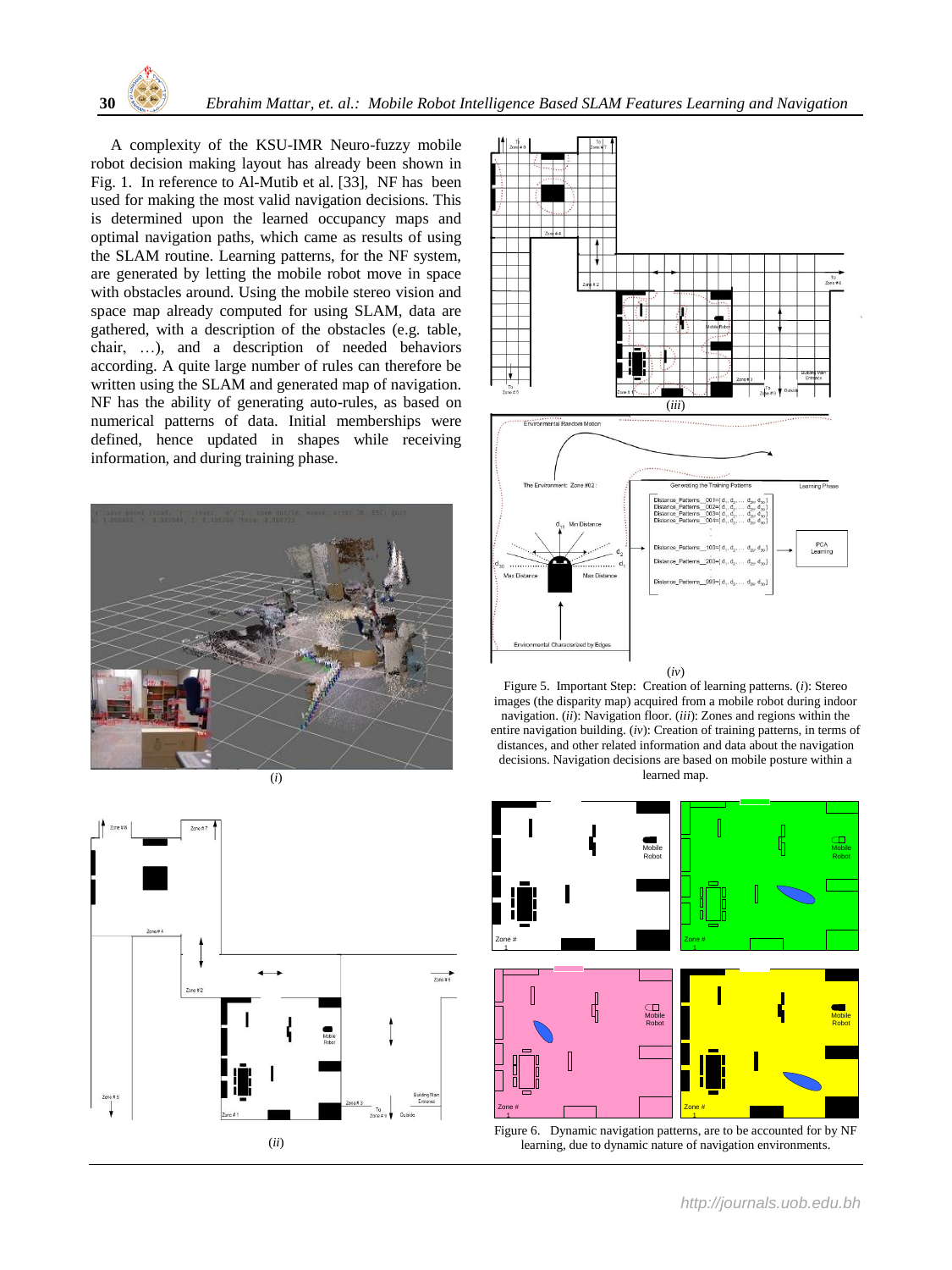A complexity of the KSU-IMR Neuro-fuzzy mobile robot decision making layout has already been shown in Fig. 1. In reference to Al-Mutib et al. [33], NF has been used for making the most valid navigation decisions. This is determined upon the learned occupancy maps and optimal navigation paths, which came as results of using the SLAM routine. Learning patterns, for the NF system, are generated by letting the mobile robot move in space with obstacles around. Using the mobile stereo vision and space map already computed for using SLAM, data are gathered, with a description of the obstacles (e.g. table, chair, …), and a description of needed behaviors according. A quite large number of rules can therefore be written using the SLAM and generated map of navigation. NF has the ability of generating auto-rules, as based on numerical patterns of data. Initial memberships were defined, hence updated in shapes while receiving information, and during training phase.

(*i*)

(*ii*)

(*iii*)

(*iv*)

Figure 5. Important Step: Creation of learning patterns. (*i*): Stereo images (the disparity map) acquired from a mobile robot during indoor navigation. (*ii*): Navigation floor. (*iii*): Zones and regions within the entire navigation building. (*iv*): Creation of training patterns, in terms of distances, and other related information and data about the navigation decisions. Navigation decisions are based on mobile posture within a learned map.

Figure 6. Dynamic navigation patterns, are to be accounted for by NF learning, due to dynamic nature of navigation environments.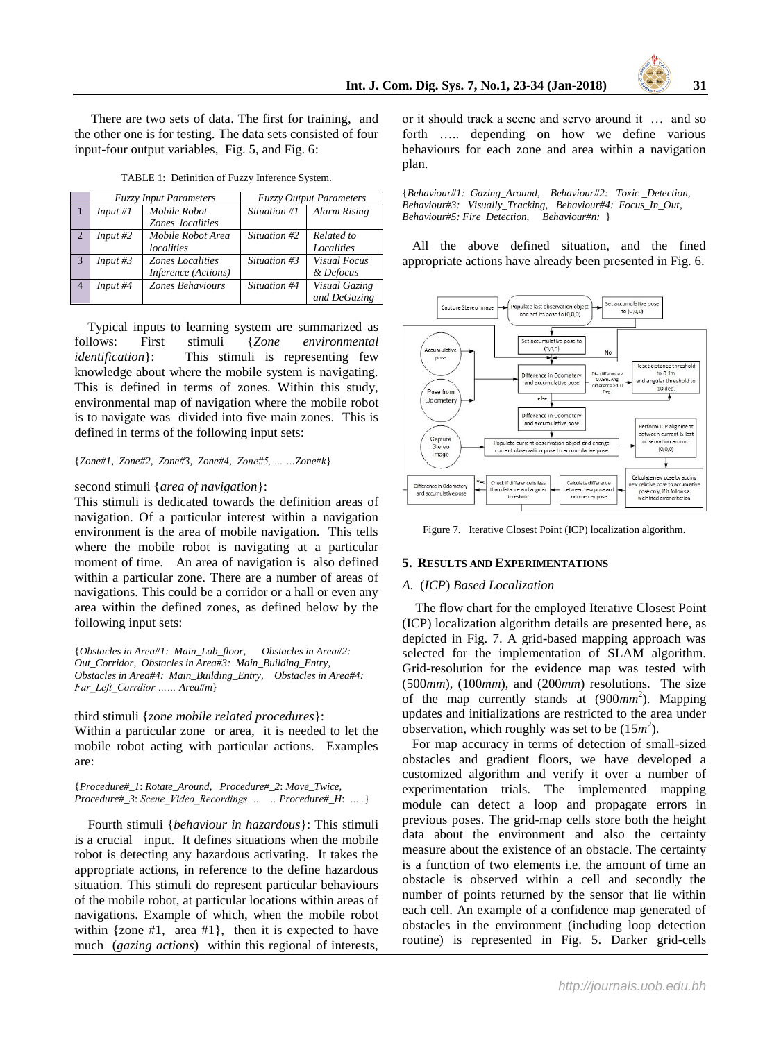There are two sets of data. The first for training, and the other one is for testing. The data sets consisted of four input-four output variables, Fig. 5, and Fig. 6:

TABLE 1: Definition of Fuzzy Inference System.

| | *Fuzzy Input Parameters* | | *Fuzzy Output Parameters* | |
|---|---|---|---|---|
| 1 | *Input #1* | *Mobile Robot Zones localities* | *Situation #1* | *Alarm Rising* |
| 2 | *Input #2* | *Mobile Robot Area localities* | *Situation #2* | *Related to Localities* |
| 3 | *Input #3* | *Zones Localities Inference (Actions)* | *Situation #3* | *Visual Focus & Defocus* |
| 4 | *Input #4* | *Zones Behaviours* | *Situation #4* | *Visual Gazing and DeGazing* |

Typical inputs to learning system are summarized as follows: First stimuli {*Zone environmental identification*}: This stimuli is representing few knowledge about where the mobile system is navigating. This is defined in terms of zones. Within this study, environmental map of navigation where the mobile robot is to navigate was divided into five main zones. This is defined in terms of the following input sets:

{*Zone#1, Zone#2, Zone#3, Zone#4, Zone#5, …….Zone#k*}

second stimuli {*area of navigation*}:
This stimuli is dedicated towards the definition areas of navigation. Of a particular interest within a navigation environment is the area of mobile navigation. This tells where the mobile robot is navigating at a particular moment of time. An area of navigation is also defined within a particular zone. There are a number of areas of navigations. This could be a corridor or a hall or even any area within the defined zones, as defined below by the following input sets:

{*Obstacles in Area#1: Main_Lab_floor, Obstacles in Area#2: Out_Corridor, Obstacles in Area#3: Main_Building_Entry, Obstacles in Area#4: Main_Building_Entry, Obstacles in Area#4: Far_Left_Corrdior …… Area#m*}

third stimuli {*zone mobile related procedures*}:
Within a particular zone or area, it is needed to let the mobile robot acting with particular actions. Examples are:

{*Procedure#_1*: *Rotate_Around, Procedure#_2*: *Move_Twice, Procedure#_3*: *Scene_Video_Recordings … … Procedure#_H*: …..}

Fourth stimuli {*behaviour in hazardous*}: This stimuli is a crucial input. It defines situations when the mobile robot is detecting any hazardous activating. It takes the appropriate actions, in reference to the define hazardous situation. This stimuli do represent particular behaviours of the mobile robot, at particular locations within areas of navigations. Example of which, when the mobile robot within {zone #1, area #1}, then it is expected to have much (*gazing actions*) within this regional of interests, or it should track a scene and servo around it … and so forth ….. depending on how we define various behaviours for each zone and area within a navigation plan.

{*Behaviour#1: Gazing_Around, Behaviour#2: Toxic _Detection, Behaviour#3: Visually_Tracking, Behaviour#4: Focus_In_Out, Behaviour#5: Fire_Detection, Behaviour#n:* }

All the above defined situation, and the fined appropriate actions have already been presented in Fig. 6.

Figure 7. Iterative Closest Point (ICP) localization algorithm.

## 5. Results and Experimentations

### A. (*ICP*) *Based Localization*

The flow chart for the employed Iterative Closest Point (ICP) localization algorithm details are presented here, as depicted in Fig. 7. A grid-based mapping approach was selected for the implementation of SLAM algorithm. Grid-resolution for the evidence map was tested with (500*mm*), (100*mm*), and (200*mm*) resolutions. The size of the map currently stands at ($900mm^2$). Mapping updates and initializations are restricted to the area under observation, which roughly was set to be ($15m^2$).

For map accuracy in terms of detection of small-sized obstacles and gradient floors, we have developed a customized algorithm and verify it over a number of experimentation trials. The implemented mapping module can detect a loop and propagate errors in previous poses. The grid-map cells store both the height data about the environment and also the certainty measure about the existence of an obstacle. The certainty is a function of two elements i.e. the amount of time an obstacle is observed within a cell and secondly the number of points returned by the sensor that lie within each cell. An example of a confidence map generated of obstacles in the environment (including loop detection routine) is represented in Fig. 5. Darker grid-cells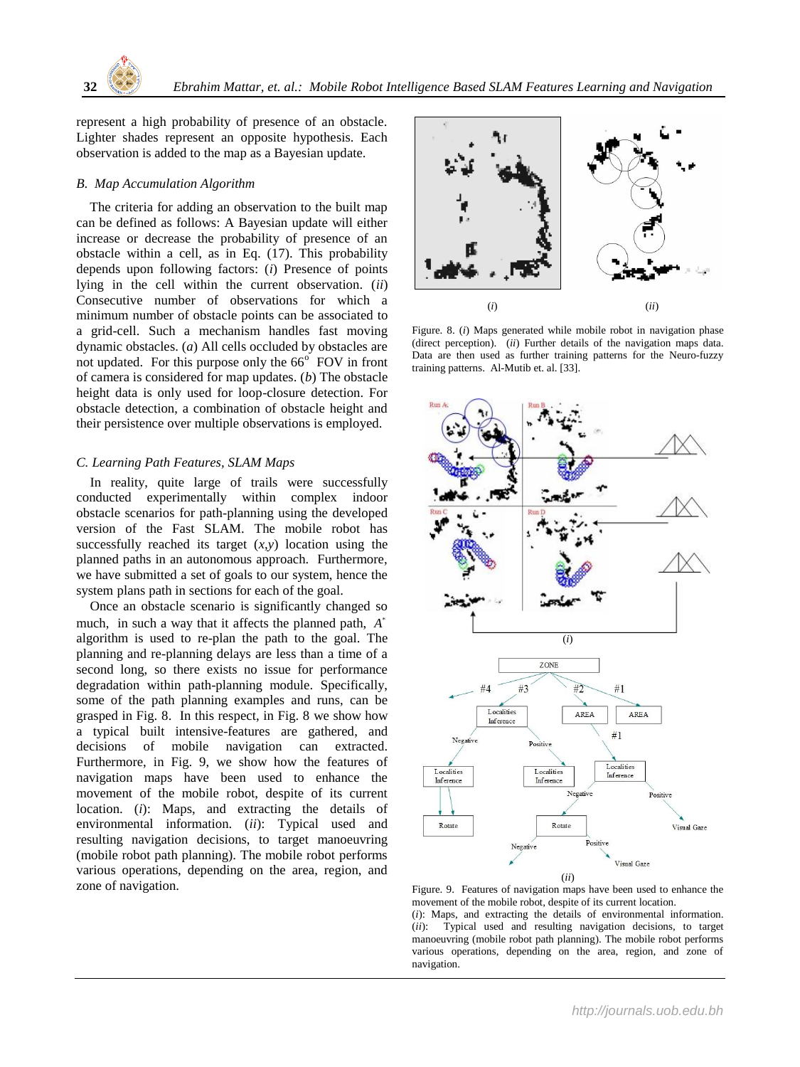represent a high probability of presence of an obstacle. Lighter shades represent an opposite hypothesis. Each observation is added to the map as a Bayesian update.

### B. Map Accumulation Algorithm

The criteria for adding an observation to the built map can be defined as follows: A Bayesian update will either increase or decrease the probability of presence of an obstacle within a cell, as in Eq. (17). This probability depends upon following factors: (*i*) Presence of points lying in the cell within the current observation. (*ii*) Consecutive number of observations for which a minimum number of obstacle points can be associated to a grid-cell. Such a mechanism handles fast moving dynamic obstacles. (*a*) All cells occluded by obstacles are not updated. For this purpose only the $66^o$ FOV in front of camera is considered for map updates. (*b*) The obstacle height data is only used for loop-closure detection. For obstacle detection, a combination of obstacle height and their persistence over multiple observations is employed.

### C. Learning Path Features, SLAM Maps

In reality, quite large of trails were successfully conducted experimentally within complex indoor obstacle scenarios for path-planning using the developed version of the Fast SLAM. The mobile robot has successfully reached its target ($x$,$y$) location using the planned paths in an autonomous approach. Furthermore, we have submitted a set of goals to our system, hence the system plans path in sections for each of the goal.

Once an obstacle scenario is significantly changed so much, in such a way that it affects the planned path, $A^*$ algorithm is used to re-plan the path to the goal. The planning and re-planning delays are less than a time of a second long, so there exists no issue for performance degradation within path-planning module. Specifically, some of the path planning examples and runs, can be grasped in Fig. 8. In this respect, in Fig. 8 we show how a typical built intensive-features are gathered, and decisions of mobile navigation can extracted. Furthermore, in Fig. 9, we show how the features of navigation maps have been used to enhance the movement of the mobile robot, despite of its current location. (*i*): Maps, and extracting the details of environmental information. (*ii*): Typical used and resulting navigation decisions, to target manoeuvring (mobile robot path planning). The mobile robot performs various operations, depending on the area, region, and zone of navigation.

Figure. 8. (*i*) Maps generated while mobile robot in navigation phase (direct perception). (*ii*) Further details of the navigation maps data. Data are then used as further training patterns for the Neuro-fuzzy training patterns. Al-Mutib et. al. [33].

Figure. 9. Features of navigation maps have been used to enhance the movement of the mobile robot, despite of its current location.
(*i*): Maps, and extracting the details of environmental information. (*ii*): Typical used and resulting navigation decisions, to target manoeuvring (mobile robot path planning). The mobile robot performs various operations, depending on the area, region, and zone of navigation.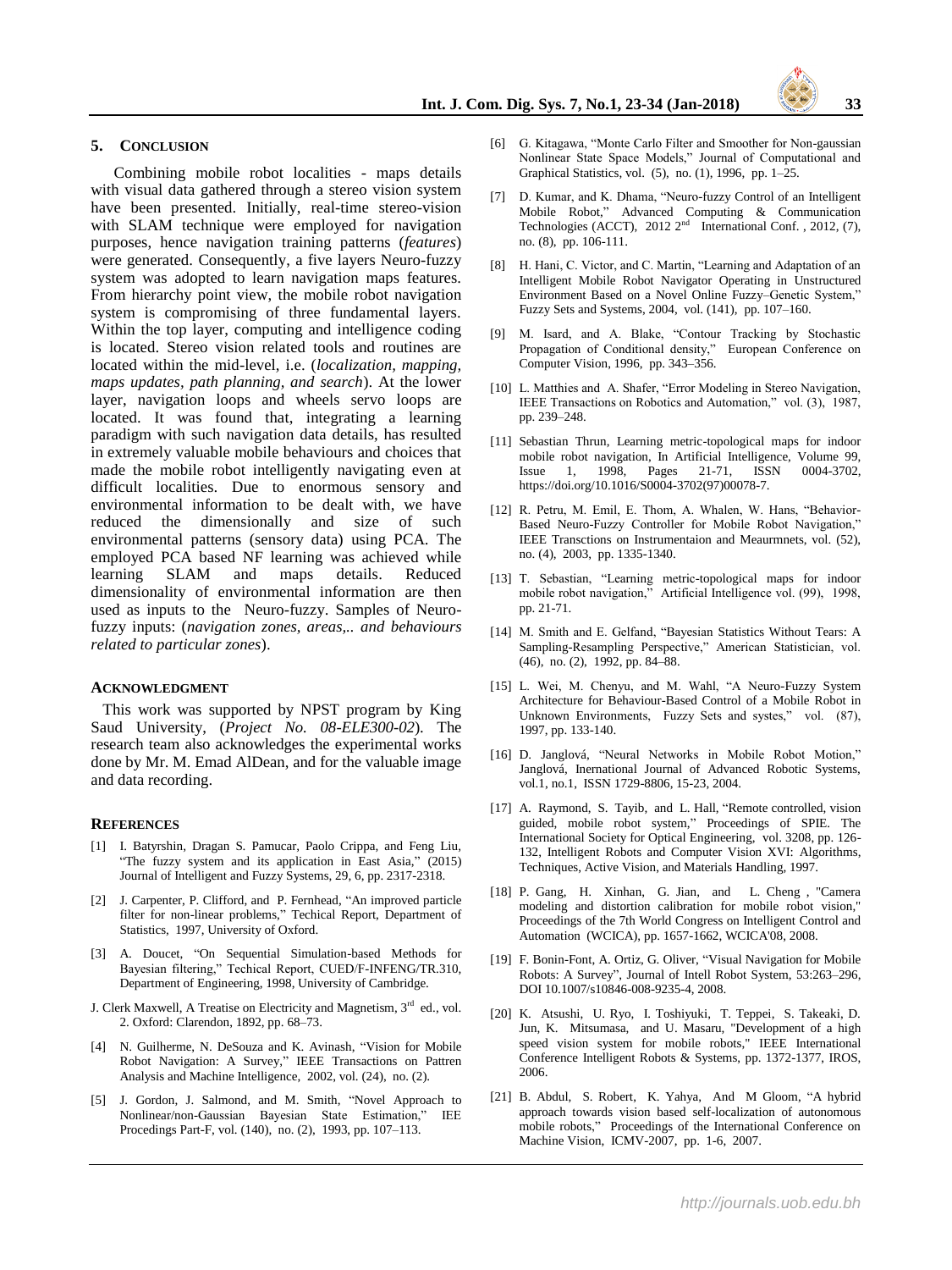## 5. Conclusion

Combining mobile robot localities - maps details with visual data gathered through a stereo vision system have been presented. Initially, real-time stereo-vision with SLAM technique were employed for navigation purposes, hence navigation training patterns (*features*) were generated. Consequently, a five layers Neuro-fuzzy system was adopted to learn navigation maps features. From hierarchy point view, the mobile robot navigation system is compromising of three fundamental layers. Within the top layer, computing and intelligence coding is located. Stereo vision related tools and routines are located within the mid-level, i.e. (*localization, mapping, maps updates, path planning, and search*). At the lower layer, navigation loops and wheels servo loops are located. It was found that, integrating a learning paradigm with such navigation data details, has resulted in extremely valuable mobile behaviours and choices that made the mobile robot intelligently navigating even at difficult localities. Due to enormous sensory and environmental information to be dealt with, we have reduced the dimensionally and size of such environmental patterns (sensory data) using PCA. The employed PCA based NF learning was achieved while learning SLAM and maps details. Reduced dimensionality of environmental information are then used as inputs to the Neuro-fuzzy. Samples of Neuro-fuzzy inputs: (*navigation zones, areas,.. and behaviours related to particular zones*).

### Acknowledgment

This work was supported by NPST program by King Saud University, (*Project No. 08-ELE300-02*). The research team also acknowledges the experimental works done by Mr. M. Emad AlDean, and for the valuable image and data recording.

### References

[1] I. Batyrshin, Dragan S. Pamucar, Paolo Crippa, and Feng Liu, "The fuzzy system and its application in East Asia," (2015) Journal of Intelligent and Fuzzy Systems, 29, 6, pp. 2317-2318.

[2] J. Carpenter, P. Clifford, and P. Fernhead, "An improved particle filter for non-linear problems," Techical Report, Department of Statistics, 1997, University of Oxford.

[3] A. Doucet, "On Sequential Simulation-based Methods for Bayesian filtering," Techical Report, CUED/F-INFENG/TR.310, Department of Engineering, 1998, University of Cambridge.

J. Clerk Maxwell, A Treatise on Electricity and Magnetism, 3rd ed., vol. 2. Oxford: Clarendon, 1892, pp. 68–73.

[4] N. Guilherme, N. DeSouza and K. Avinash, "Vision for Mobile Robot Navigation: A Survey," IEEE Transactions on Pattren Analysis and Machine Intelligence, 2002, vol. (24), no. (2).

[5] J. Gordon, J. Salmond, and M. Smith, "Novel Approach to Nonlinear/non-Gaussian Bayesian State Estimation," IEE Procedings Part-F, vol. (140), no. (2), 1993, pp. 107–113.

[6] G. Kitagawa, "Monte Carlo Filter and Smoother for Non-gaussian Nonlinear State Space Models," Journal of Computational and Graphical Statistics, vol. (5), no. (1), 1996, pp. 1–25.

[7] D. Kumar, and K. Dhama, "Neuro-fuzzy Control of an Intelligent Mobile Robot," Advanced Computing & Communication Technologies (ACCT), 2012 2nd International Conf. , 2012, (7), no. (8), pp. 106-111.

[8] H. Hani, C. Victor, and C. Martin, "Learning and Adaptation of an Intelligent Mobile Robot Navigator Operating in Unstructured Environment Based on a Novel Online Fuzzy–Genetic System," Fuzzy Sets and Systems, 2004, vol. (141), pp. 107–160.

[9] M. Isard, and A. Blake, "Contour Tracking by Stochastic Propagation of Conditional density," European Conference on Computer Vision, 1996, pp. 343–356.

[10] L. Matthies and A. Shafer, "Error Modeling in Stereo Navigation, IEEE Transactions on Robotics and Automation," vol. (3), 1987, pp. 239–248.

[11] Sebastian Thrun, Learning metric-topological maps for indoor mobile robot navigation, In Artificial Intelligence, Volume 99, Issue 1, 1998, Pages 21-71, ISSN 0004-3702, https://doi.org/10.1016/S0004-3702(97)00078-7.

[12] R. Petru, M. Emil, E. Thom, A. Whalen, W. Hans, "Behavior-Based Neuro-Fuzzy Controller for Mobile Robot Navigation," IEEE Transctions on Instrumentaion and Meaurmnets, vol. (52), no. (4), 2003, pp. 1335-1340.

[13] T. Sebastian, "Learning metric-topological maps for indoor mobile robot navigation," Artificial Intelligence vol. (99), 1998, pp. 21-71.

[14] M. Smith and E. Gelfand, "Bayesian Statistics Without Tears: A Sampling-Resampling Perspective," American Statistician, vol. (46), no. (2), 1992, pp. 84–88.

[15] L. Wei, M. Chenyu, and M. Wahl, "A Neuro-Fuzzy System Architecture for Behaviour-Based Control of a Mobile Robot in Unknown Environments, Fuzzy Sets and systes," vol. (87), 1997, pp. 133-140.

[16] D. Janglová, "Neural Networks in Mobile Robot Motion," Janglová, Inernational Journal of Advanced Robotic Systems, vol.1, no.1, ISSN 1729-8806, 15-23, 2004.

[17] A. Raymond, S. Tayib, and L. Hall, "Remote controlled, vision guided, mobile robot system," Proceedings of SPIE. The International Society for Optical Engineering, vol. 3208, pp. 126-132, Intelligent Robots and Computer Vision XVI: Algorithms, Techniques, Active Vision, and Materials Handling, 1997.

[18] P. Gang, H. Xinhan, G. Jian, and L. Cheng , "Camera modeling and distortion calibration for mobile robot vision," Proceedings of the 7th World Congress on Intelligent Control and Automation (WCICA), pp. 1657-1662, WCICA'08, 2008.

[19] F. Bonin-Font, A. Ortiz, G. Oliver, "Visual Navigation for Mobile Robots: A Survey", Journal of Intell Robot System, 53:263–296, DOI 10.1007/s10846-008-9235-4, 2008.

[20] K. Atsushi, U. Ryo, I. Toshiyuki, T. Teppei, S. Takeaki, D. Jun, K. Mitsumasa, and U. Masaru, "Development of a high speed vision system for mobile robots," IEEE International Conference Intelligent Robots & Systems, pp. 1372-1377, IROS, 2006.

[21] B. Abdul, S. Robert, K. Yahya, And M Gloom, "A hybrid approach towards vision based self-localization of autonomous mobile robots," Proceedings of the International Conference on Machine Vision, ICMV-2007, pp. 1-6, 2007.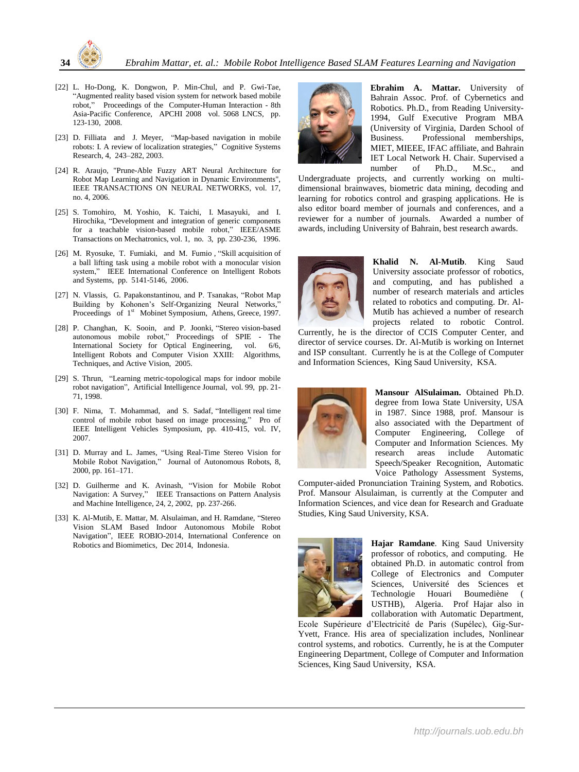[22] L. Ho-Dong, K. Dongwon, P. Min-Chul, and P. Gwi-Tae, "Augmented reality based vision system for network based mobile robot," Proceedings of the Computer-Human Interaction - 8th Asia-Pacific Conference, APCHI 2008 vol. 5068 LNCS, pp. 123-130, 2008.

[23] D. Filliata and J. Meyer, "Map-based navigation in mobile robots: I. A review of localization strategies," Cognitive Systems Research, 4, 243–282, 2003.

[24] R. Araujo, "Prune-Able Fuzzy ART Neural Architecture for Robot Map Learning and Navigation in Dynamic Environments", IEEE TRANSACTIONS ON NEURAL NETWORKS, vol. 17, no. 4, 2006.

[25] S. Tomohiro, M. Yoshio, K. Taichi, I. Masayuki, and I. Hirochika, "Development and integration of generic components for a teachable vision-based mobile robot," IEEE/ASME Transactions on Mechatronics, vol. 1, no. 3, pp. 230-236, 1996.

[26] M. Ryosuke, T. Fumiaki, and M. Fumio , "Skill acquisition of a ball lifting task using a mobile robot with a monocular vision system," IEEE International Conference on Intelligent Robots and Systems, pp. 5141-5146, 2006.

[27] N. Vlassis, G. Papakonstantinou, and P. Tsanakas, "Robot Map Building by Kohonen's Self-Organizing Neural Networks," Proceedings of 1st Mobinet Symposium, Athens, Greece, 1997.

[28] P. Changhan, K. Sooin, and P. Joonki, "Stereo vision-based autonomous mobile robot," Proceedings of SPIE - The International Society for Optical Engineering, vol. 6/6, Intelligent Robots and Computer Vision XXIII: Algorithms, Techniques, and Active Vision, 2005.

[29] S. Thrun, "Learning metric-topological maps for indoor mobile robot navigation", Artificial Intelligence Journal, vol. 99, pp. 21-71, 1998.

[30] F. Nima, T. Mohammad, and S. Sadaf, "Intelligent real time control of mobile robot based on image processing," Pro of IEEE Intelligent Vehicles Symposium, pp. 410-415, vol. IV, 2007.

[31] D. Murray and L. James, "Using Real-Time Stereo Vision for Mobile Robot Navigation," Journal of Autonomous Robots, 8, 2000, pp. 161–171.

[32] D. Guilherme and K. Avinash, "Vision for Mobile Robot Navigation: A Survey," IEEE Transactions on Pattern Analysis and Machine Intelligence, 24, 2, 2002, pp. 237-266.

[33] K. Al-Mutib, E. Mattar, M. Alsulaiman, and H. Ramdane, "Stereo Vision SLAM Based Indoor Autonomous Mobile Robot Navigation", IEEE ROBIO-2014, International Conference on Robotics and Biomimetics, Dec 2014, Indonesia.

**Ebrahim A. Mattar.** University of Bahrain Assoc. Prof. of Cybernetics and Robotics. Ph.D., from Reading University-1994, Gulf Executive Program MBA (University of Virginia, Darden School of Business. Professional memberships, MIET, MIEEE, IFAC affiliate, and Bahrain IET Local Network H. Chair. Supervised a number of Ph.D., M.Sc., and Undergraduate projects, and currently working on multi-dimensional brainwaves, biometric data mining, decoding and learning for robotics control and grasping applications. He is also editor board member of journals and conferences, and a reviewer for a number of journals. Awarded a number of awards, including University of Bahrain, best research awards.

**Khalid N. Al-Mutib**. King Saud University associate professor of robotics, and computing, and has published a number of research materials and articles related to robotics and computing. Dr. Al-Mutib has achieved a number of research projects related to robotic Control. Currently, he is the director of CCIS Computer Center, and director of service courses. Dr. Al-Mutib is working on Internet and ISP consultant. Currently he is at the College of Computer and Information Sciences, King Saud University, KSA.

**Mansour AlSulaiman.** Obtained Ph.D. degree from Iowa State University, USA in 1987. Since 1988, prof. Mansour is also associated with the Department of Computer Engineering, College of Computer and Information Sciences. My research areas include Automatic Speech/Speaker Recognition, Automatic Voice Pathology Assessment Systems, Computer-aided Pronunciation Training System, and Robotics. Prof. Mansour Alsulaiman, is currently at the Computer and Information Sciences, and vice dean for Research and Graduate Studies, King Saud University, KSA.

**Hajar Ramdane**. King Saud University professor of robotics, and computing. He obtained Ph.D. in automatic control from College of Electronics and Computer Sciences, Université des Sciences et Technologie Houari Boumediène ( USTHB), Algeria. Prof Hajar also in collaboration with Automatic Department, Ecole Supérieure d'Electricité de Paris (Supélec), Gig-Sur-Yvett, France. His area of specialization includes, Nonlinear control systems, and robotics. Currently, he is at the Computer Engineering Department, College of Computer and Information Sciences, King Saud University, KSA.